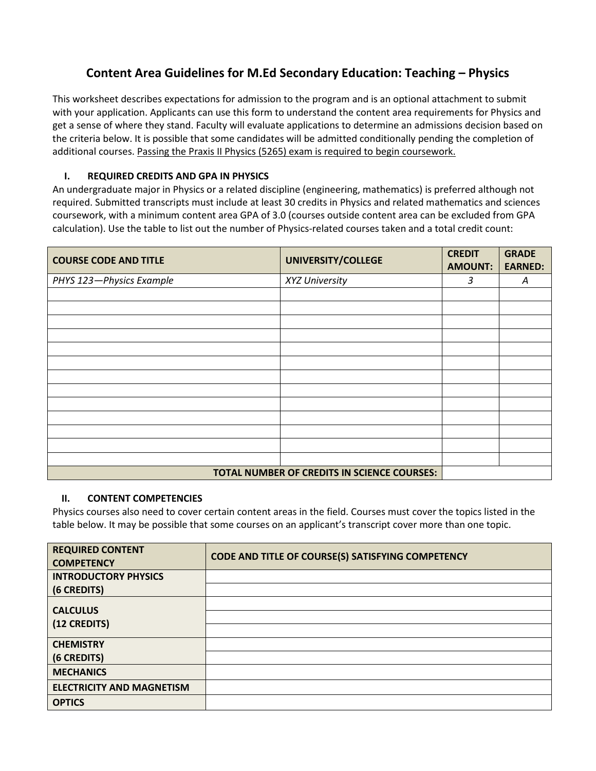# Content Area Guidelines for M.Ed Secondary Education: Teaching – Physics

This worksheet describes expectations for admission to the program and is an optional attachment to submit with your application. Applicants can use this form to understand the content area requirements for Physics and get a sense of where they stand. Faculty will evaluate applications to determine an admissions decision based on the criteria below. It is possible that some candidates will be admitted conditionally pending the completion of additional courses. Passing the Praxis II Physics (5265) exam is required to begin coursework.

## I. REQUIRED CREDITS AND GPA IN PHYSICS

An undergraduate major in Physics or a related discipline (engineering, mathematics) is preferred although not required. Submitted transcripts must include at least 30 credits in Physics and related mathematics and sciences coursework, with a minimum content area GPA of 3.0 (courses outside content area can be excluded from GPA calculation). Use the table to list out the number of Physics-related courses taken and a total credit count:

| COURSE CODE AND TITLE | UNIVERSITY/COLLEGE | CREDIT AMOUNT: | GRADE EARNED: |
|---|---|---|---|
| *PHYS 123—Physics Example* | *XYZ University* | *3* | *A* |
| | | | |
| | | | |
| | | | |
| | | | |
| | | | |
| | | | |
| | | | |
| | | | |
| | | | |
| | | | |
| | | | |
| | | | |
| | | | |
| | **TOTAL NUMBER OF CREDITS IN SCIENCE COURSES:** | | |

## II. CONTENT COMPETENCIES

Physics courses also need to cover certain content areas in the field. Courses must cover the topics listed in the table below. It may be possible that some courses on an applicant's transcript cover more than one topic.

| REQUIRED CONTENT COMPETENCY | CODE AND TITLE OF COURSE(S) SATISFYING COMPETENCY |
|---|---|
| **INTRODUCTORY PHYSICS (6 CREDITS)** | |
| | |
| **CALCULUS (12 CREDITS)** | |
| | |
| | |
| **CHEMISTRY (6 CREDITS)** | |
| | |
| **MECHANICS** | |
| **ELECTRICITY AND MAGNETISM** | |
| **OPTICS** | |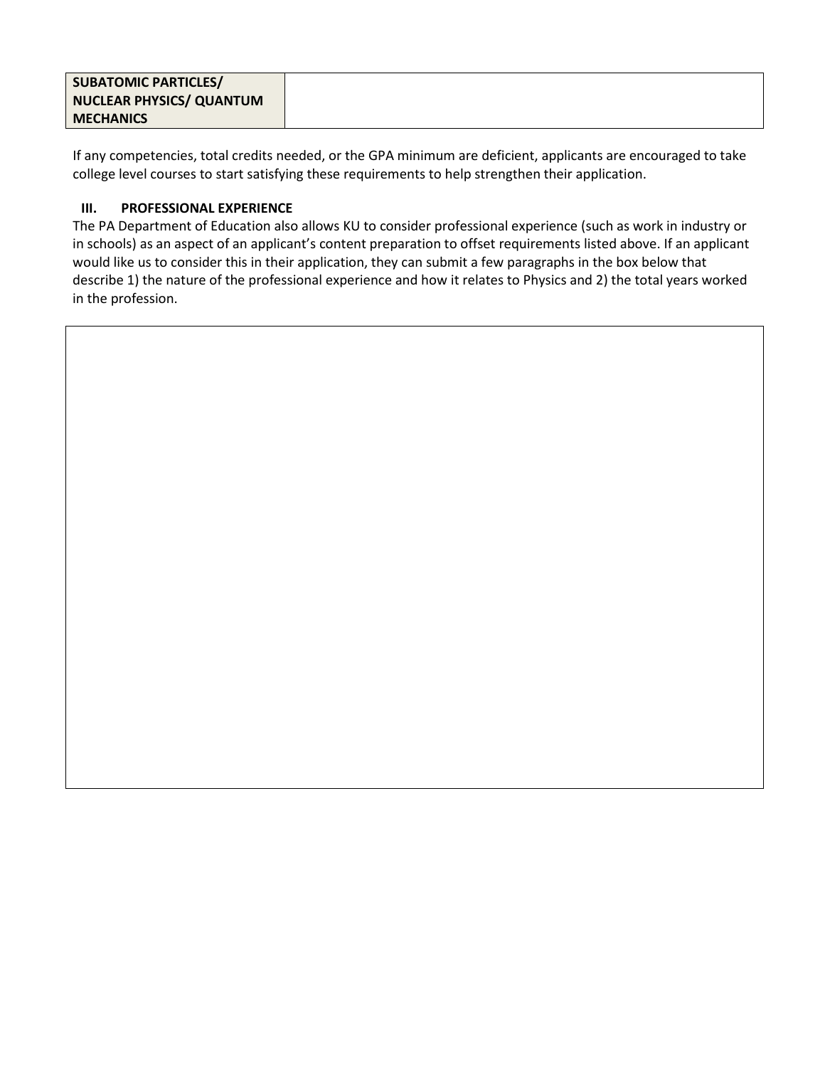| | |
|---|---|
| **SUBATOMIC PARTICLES/ NUCLEAR PHYSICS/ QUANTUM MECHANICS** | |

If any competencies, total credits needed, or the GPA minimum are deficient, applicants are encouraged to take college level courses to start satisfying these requirements to help strengthen their application.

### III. PROFESSIONAL EXPERIENCE

The PA Department of Education also allows KU to consider professional experience (such as work in industry or in schools) as an aspect of an applicant's content preparation to offset requirements listed above. If an applicant would like us to consider this in their application, they can submit a few paragraphs in the box below that describe 1) the nature of the professional experience and how it relates to Physics and 2) the total years worked in the profession.

| |
|---|
| |